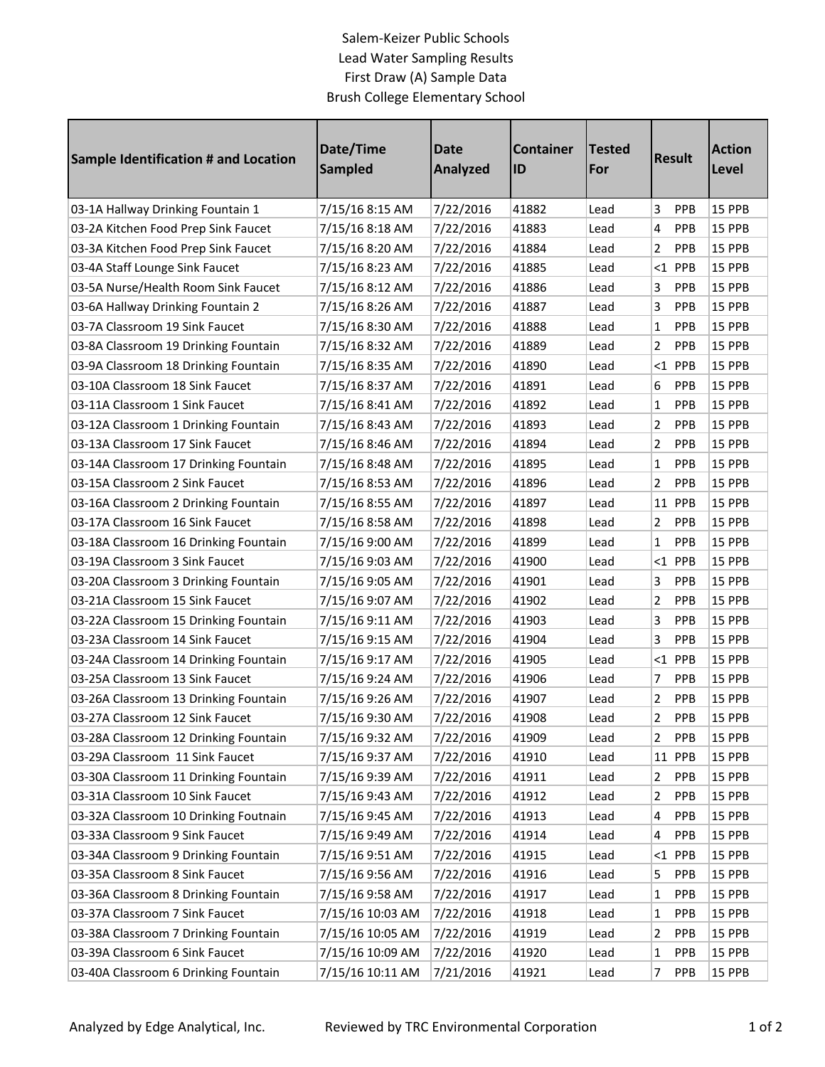Salem-Keizer Public Schools
Lead Water Sampling Results
First Draw (A) Sample Data
Brush College Elementary School

| Sample Identification # and Location | Date/Time Sampled | Date Analyzed | Container ID | Tested For | Result | Action Level |
|---|---|---|---|---|---|---|
| 03-1A Hallway Drinking Fountain 1 | 7/15/16 8:15 AM | 7/22/2016 | 41882 | Lead | 3 PPB | 15 PPB |
| 03-2A Kitchen Food Prep Sink Faucet | 7/15/16 8:18 AM | 7/22/2016 | 41883 | Lead | 4 PPB | 15 PPB |
| 03-3A Kitchen Food Prep Sink Faucet | 7/15/16 8:20 AM | 7/22/2016 | 41884 | Lead | 2 PPB | 15 PPB |
| 03-4A Staff Lounge Sink Faucet | 7/15/16 8:23 AM | 7/22/2016 | 41885 | Lead | <1 PPB | 15 PPB |
| 03-5A Nurse/Health Room Sink Faucet | 7/15/16 8:12 AM | 7/22/2016 | 41886 | Lead | 3 PPB | 15 PPB |
| 03-6A Hallway Drinking Fountain 2 | 7/15/16 8:26 AM | 7/22/2016 | 41887 | Lead | 3 PPB | 15 PPB |
| 03-7A Classroom 19 Sink Faucet | 7/15/16 8:30 AM | 7/22/2016 | 41888 | Lead | 1 PPB | 15 PPB |
| 03-8A Classroom 19 Drinking Fountain | 7/15/16 8:32 AM | 7/22/2016 | 41889 | Lead | 2 PPB | 15 PPB |
| 03-9A Classroom 18 Drinking Fountain | 7/15/16 8:35 AM | 7/22/2016 | 41890 | Lead | <1 PPB | 15 PPB |
| 03-10A Classroom 18 Sink Faucet | 7/15/16 8:37 AM | 7/22/2016 | 41891 | Lead | 6 PPB | 15 PPB |
| 03-11A Classroom 1 Sink Faucet | 7/15/16 8:41 AM | 7/22/2016 | 41892 | Lead | 1 PPB | 15 PPB |
| 03-12A Classroom 1 Drinking Fountain | 7/15/16 8:43 AM | 7/22/2016 | 41893 | Lead | 2 PPB | 15 PPB |
| 03-13A Classroom 17 Sink Faucet | 7/15/16 8:46 AM | 7/22/2016 | 41894 | Lead | 2 PPB | 15 PPB |
| 03-14A Classroom 17 Drinking Fountain | 7/15/16 8:48 AM | 7/22/2016 | 41895 | Lead | 1 PPB | 15 PPB |
| 03-15A Classroom 2 Sink Faucet | 7/15/16 8:53 AM | 7/22/2016 | 41896 | Lead | 2 PPB | 15 PPB |
| 03-16A Classroom 2 Drinking Fountain | 7/15/16 8:55 AM | 7/22/2016 | 41897 | Lead | 11 PPB | 15 PPB |
| 03-17A Classroom 16 Sink Faucet | 7/15/16 8:58 AM | 7/22/2016 | 41898 | Lead | 2 PPB | 15 PPB |
| 03-18A Classroom 16 Drinking Fountain | 7/15/16 9:00 AM | 7/22/2016 | 41899 | Lead | 1 PPB | 15 PPB |
| 03-19A Classroom 3 Sink Faucet | 7/15/16 9:03 AM | 7/22/2016 | 41900 | Lead | <1 PPB | 15 PPB |
| 03-20A Classroom 3 Drinking Fountain | 7/15/16 9:05 AM | 7/22/2016 | 41901 | Lead | 3 PPB | 15 PPB |
| 03-21A Classroom 15 Sink Faucet | 7/15/16 9:07 AM | 7/22/2016 | 41902 | Lead | 2 PPB | 15 PPB |
| 03-22A Classroom 15 Drinking Fountain | 7/15/16 9:11 AM | 7/22/2016 | 41903 | Lead | 3 PPB | 15 PPB |
| 03-23A Classroom 14 Sink Faucet | 7/15/16 9:15 AM | 7/22/2016 | 41904 | Lead | 3 PPB | 15 PPB |
| 03-24A Classroom 14 Drinking Fountain | 7/15/16 9:17 AM | 7/22/2016 | 41905 | Lead | <1 PPB | 15 PPB |
| 03-25A Classroom 13 Sink Faucet | 7/15/16 9:24 AM | 7/22/2016 | 41906 | Lead | 7 PPB | 15 PPB |
| 03-26A Classroom 13 Drinking Fountain | 7/15/16 9:26 AM | 7/22/2016 | 41907 | Lead | 2 PPB | 15 PPB |
| 03-27A Classroom 12 Sink Faucet | 7/15/16 9:30 AM | 7/22/2016 | 41908 | Lead | 2 PPB | 15 PPB |
| 03-28A Classroom 12 Drinking Fountain | 7/15/16 9:32 AM | 7/22/2016 | 41909 | Lead | 2 PPB | 15 PPB |
| 03-29A Classroom 11 Sink Faucet | 7/15/16 9:37 AM | 7/22/2016 | 41910 | Lead | 11 PPB | 15 PPB |
| 03-30A Classroom 11 Drinking Fountain | 7/15/16 9:39 AM | 7/22/2016 | 41911 | Lead | 2 PPB | 15 PPB |
| 03-31A Classroom 10 Sink Faucet | 7/15/16 9:43 AM | 7/22/2016 | 41912 | Lead | 2 PPB | 15 PPB |
| 03-32A Classroom 10 Drinking Foutnain | 7/15/16 9:45 AM | 7/22/2016 | 41913 | Lead | 4 PPB | 15 PPB |
| 03-33A Classroom 9 Sink Faucet | 7/15/16 9:49 AM | 7/22/2016 | 41914 | Lead | 4 PPB | 15 PPB |
| 03-34A Classroom 9 Drinking Fountain | 7/15/16 9:51 AM | 7/22/2016 | 41915 | Lead | <1 PPB | 15 PPB |
| 03-35A Classroom 8 Sink Faucet | 7/15/16 9:56 AM | 7/22/2016 | 41916 | Lead | 5 PPB | 15 PPB |
| 03-36A Classroom 8 Drinking Fountain | 7/15/16 9:58 AM | 7/22/2016 | 41917 | Lead | 1 PPB | 15 PPB |
| 03-37A Classroom 7 Sink Faucet | 7/15/16 10:03 AM | 7/22/2016 | 41918 | Lead | 1 PPB | 15 PPB |
| 03-38A Classroom 7 Drinking Fountain | 7/15/16 10:05 AM | 7/22/2016 | 41919 | Lead | 2 PPB | 15 PPB |
| 03-39A Classroom 6 Sink Faucet | 7/15/16 10:09 AM | 7/22/2016 | 41920 | Lead | 1 PPB | 15 PPB |
| 03-40A Classroom 6 Drinking Fountain | 7/15/16 10:11 AM | 7/21/2016 | 41921 | Lead | 7 PPB | 15 PPB |

Analyzed by Edge Analytical, Inc. Reviewed by TRC Environmental Corporation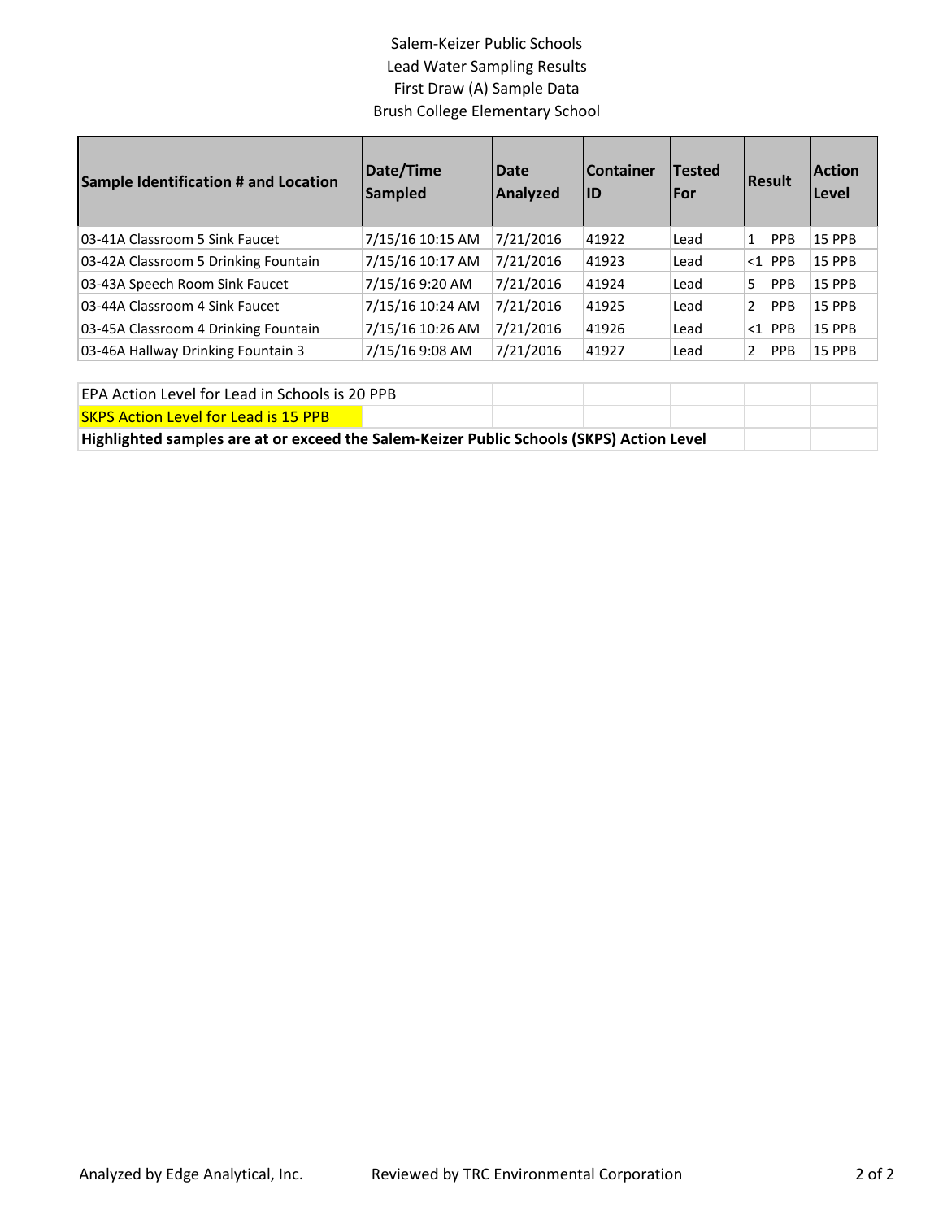Salem-Keizer Public Schools
Lead Water Sampling Results
First Draw (A) Sample Data
Brush College Elementary School

| Sample Identification # and Location | Date/Time Sampled | Date Analyzed | Container ID | Tested For | Result | Action Level |
|---|---|---|---|---|---|---|
| 03-41A Classroom 5 Sink Faucet | 7/15/16 10:15 AM | 7/21/2016 | 41922 | Lead | 1 PPB | 15 PPB |
| 03-42A Classroom 5 Drinking Fountain | 7/15/16 10:17 AM | 7/21/2016 | 41923 | Lead | <1 PPB | 15 PPB |
| 03-43A Speech Room Sink Faucet | 7/15/16 9:20 AM | 7/21/2016 | 41924 | Lead | 5 PPB | 15 PPB |
| 03-44A Classroom 4 Sink Faucet | 7/15/16 10:24 AM | 7/21/2016 | 41925 | Lead | 2 PPB | 15 PPB |
| 03-45A Classroom 4 Drinking Fountain | 7/15/16 10:26 AM | 7/21/2016 | 41926 | Lead | <1 PPB | 15 PPB |
| 03-46A Hallway Drinking Fountain 3 | 7/15/16 9:08 AM | 7/21/2016 | 41927 | Lead | 2 PPB | 15 PPB |

EPA Action Level for Lead in Schools is 20 PPB

SKPS Action Level for Lead is 15 PPB

**Highlighted samples are at or exceed the Salem-Keizer Public Schools (SKPS) Action Level**

Analyzed by Edge Analytical, Inc.    Reviewed by TRC Environmental Corporation